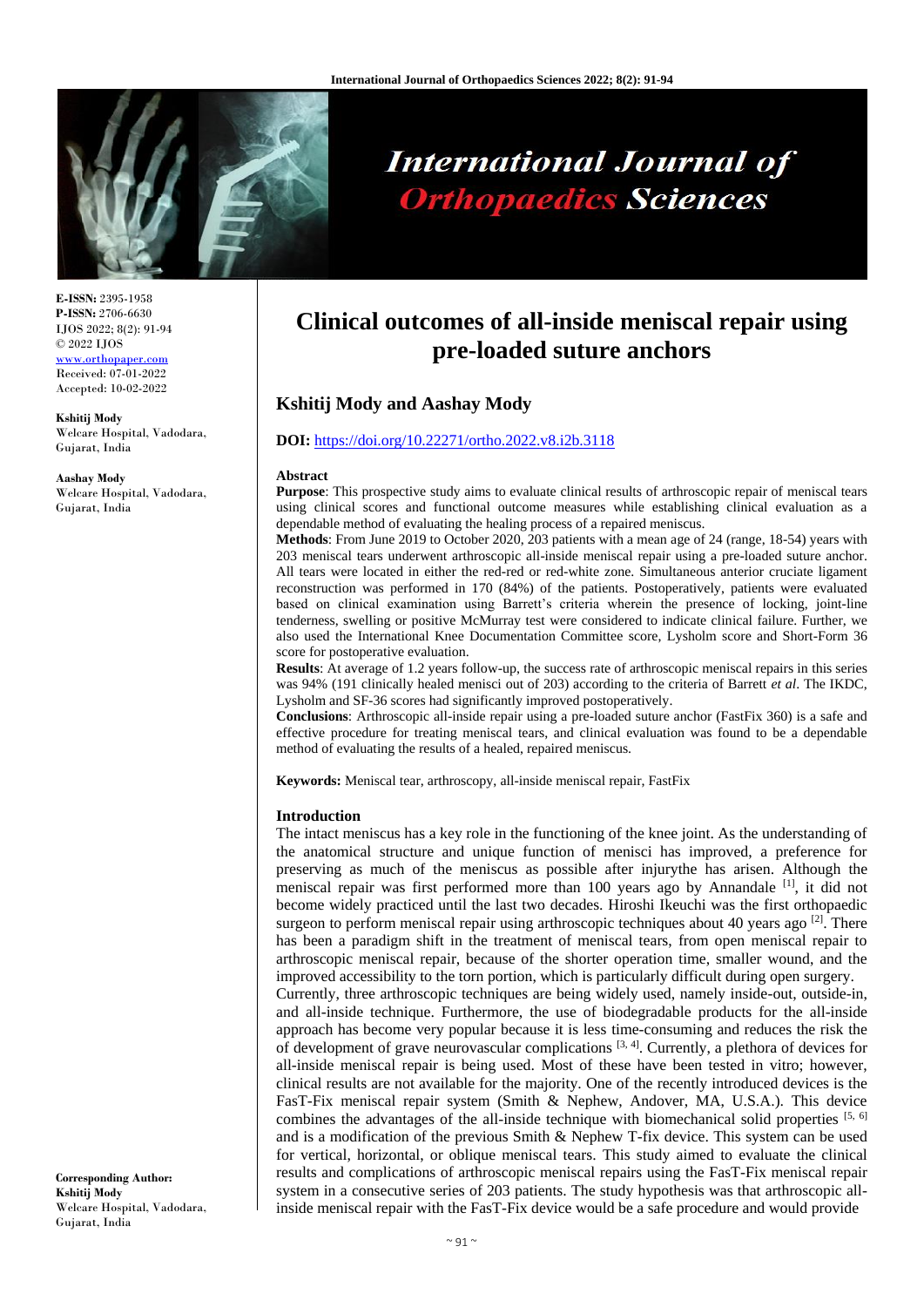# Clinical outcomes of all-inside meniscal repair using pre-loaded suture anchors

**E-ISSN:** 2395-1958
**P-ISSN:** 2706-6630
IJOS 2022; 8(2): 91-94
© 2022 IJOS
www.orthopaper.com
Received: 07-01-2022
Accepted: 10-02-2022

**Kshitij Mody**
Welcare Hospital, Vadodara, Gujarat, India

**Aashay Mody**
Welcare Hospital, Vadodara, Gujarat, India

**Corresponding Author:**
**Kshitij Mody**
Welcare Hospital, Vadodara, Gujarat, India

## Kshitij Mody and Aashay Mody

**DOI:** https://doi.org/10.22271/ortho.2022.v8.i2b.3118

### Abstract

**Purpose**: This prospective study aims to evaluate clinical results of arthroscopic repair of meniscal tears using clinical scores and functional outcome measures while establishing clinical evaluation as a dependable method of evaluating the healing process of a repaired meniscus.

**Methods**: From June 2019 to October 2020, 203 patients with a mean age of 24 (range, 18-54) years with 203 meniscal tears underwent arthroscopic all-inside meniscal repair using a pre-loaded suture anchor. All tears were located in either the red-red or red-white zone. Simultaneous anterior cruciate ligament reconstruction was performed in 170 (84%) of the patients. Postoperatively, patients were evaluated based on clinical examination using Barrett's criteria wherein the presence of locking, joint-line tenderness, swelling or positive McMurray test were considered to indicate clinical failure. Further, we also used the International Knee Documentation Committee score, Lysholm score and Short-Form 36 score for postoperative evaluation.

**Results**: At average of 1.2 years follow-up, the success rate of arthroscopic meniscal repairs in this series was 94% (191 clinically healed menisci out of 203) according to the criteria of Barrett *et al*. The IKDC, Lysholm and SF-36 scores had significantly improved postoperatively.

**Conclusions**: Arthroscopic all-inside repair using a pre-loaded suture anchor (FastFix 360) is a safe and effective procedure for treating meniscal tears, and clinical evaluation was found to be a dependable method of evaluating the results of a healed, repaired meniscus.

**Keywords:** Meniscal tear, arthroscopy, all-inside meniscal repair, FastFix

### Introduction

The intact meniscus has a key role in the functioning of the knee joint. As the understanding of the anatomical structure and unique function of menisci has improved, a preference for preserving as much of the meniscus as possible after injurythe has arisen. Although the meniscal repair was first performed more than 100 years ago by Annandale [1], it did not become widely practiced until the last two decades. Hiroshi Ikeuchi was the first orthopaedic surgeon to perform meniscal repair using arthroscopic techniques about 40 years ago [2]. There has been a paradigm shift in the treatment of meniscal tears, from open meniscal repair to arthroscopic meniscal repair, because of the shorter operation time, smaller wound, and the improved accessibility to the torn portion, which is particularly difficult during open surgery.

Currently, three arthroscopic techniques are being widely used, namely inside-out, outside-in, and all-inside technique. Furthermore, the use of biodegradable products for the all-inside approach has become very popular because it is less time-consuming and reduces the risk the of development of grave neurovascular complications [3, 4]. Currently, a plethora of devices for all-inside meniscal repair is being used. Most of these have been tested in vitro; however, clinical results are not available for the majority. One of the recently introduced devices is the FasT-Fix meniscal repair system (Smith & Nephew, Andover, MA, U.S.A.). This device combines the advantages of the all-inside technique with biomechanical solid properties [5, 6] and is a modification of the previous Smith & Nephew T-fix device. This system can be used for vertical, horizontal, or oblique meniscal tears. This study aimed to evaluate the clinical results and complications of arthroscopic meniscal repairs using the FasT-Fix meniscal repair system in a consecutive series of 203 patients. The study hypothesis was that arthroscopic all-inside meniscal repair with the FasT-Fix device would be a safe procedure and would provide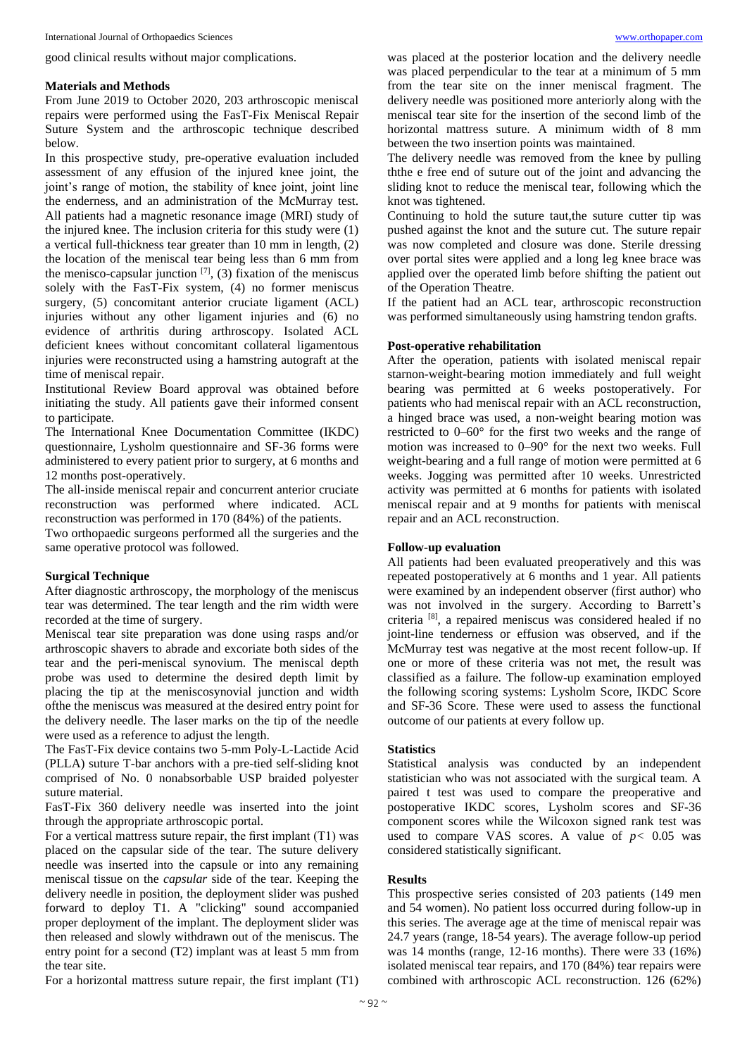good clinical results without major complications.

### Materials and Methods

From June 2019 to October 2020, 203 arthroscopic meniscal repairs were performed using the FasT-Fix Meniscal Repair Suture System and the arthroscopic technique described below.

In this prospective study, pre-operative evaluation included assessment of any effusion of the injured knee joint, the joint's range of motion, the stability of knee joint, joint line the enderness, and an administration of the McMurray test. All patients had a magnetic resonance image (MRI) study of the injured knee. The inclusion criteria for this study were (1) a vertical full-thickness tear greater than 10 mm in length, (2) the location of the meniscal tear being less than 6 mm from the menisco-capsular junction [7], (3) fixation of the meniscus solely with the FasT-Fix system, (4) no former meniscus surgery, (5) concomitant anterior cruciate ligament (ACL) injuries without any other ligament injuries and (6) no evidence of arthritis during arthroscopy. Isolated ACL deficient knees without concomitant collateral ligamentous injuries were reconstructed using a hamstring autograft at the time of meniscal repair.

Institutional Review Board approval was obtained before initiating the study. All patients gave their informed consent to participate.

The International Knee Documentation Committee (IKDC) questionnaire, Lysholm questionnaire and SF-36 forms were administered to every patient prior to surgery, at 6 months and 12 months post-operatively.

The all-inside meniscal repair and concurrent anterior cruciate reconstruction was performed where indicated. ACL reconstruction was performed in 170 (84%) of the patients.

Two orthopaedic surgeons performed all the surgeries and the same operative protocol was followed.

### Surgical Technique

After diagnostic arthroscopy, the morphology of the meniscus tear was determined. The tear length and the rim width were recorded at the time of surgery.

Meniscal tear site preparation was done using rasps and/or arthroscopic shavers to abrade and excoriate both sides of the tear and the peri-meniscal synovium. The meniscal depth probe was used to determine the desired depth limit by placing the tip at the meniscosynovial junction and width ofthe the meniscus was measured at the desired entry point for the delivery needle. The laser marks on the tip of the needle were used as a reference to adjust the length.

The FasT-Fix device contains two 5-mm Poly-L-Lactide Acid (PLLA) suture T-bar anchors with a pre-tied self-sliding knot comprised of No. 0 nonabsorbable USP braided polyester suture material.

FasT-Fix 360 delivery needle was inserted into the joint through the appropriate arthroscopic portal.

For a vertical mattress suture repair, the first implant (T1) was placed on the capsular side of the tear. The suture delivery needle was inserted into the capsule or into any remaining meniscal tissue on the *capsular* side of the tear. Keeping the delivery needle in position, the deployment slider was pushed forward to deploy T1. A "clicking" sound accompanied proper deployment of the implant. The deployment slider was then released and slowly withdrawn out of the meniscus. The entry point for a second (T2) implant was at least 5 mm from the tear site.

For a horizontal mattress suture repair, the first implant (T1) was placed at the posterior location and the delivery needle was placed perpendicular to the tear at a minimum of 5 mm from the tear site on the inner meniscal fragment. The delivery needle was positioned more anteriorly along with the meniscal tear site for the insertion of the second limb of the horizontal mattress suture. A minimum width of 8 mm between the two insertion points was maintained.

The delivery needle was removed from the knee by pulling ththe e free end of suture out of the joint and advancing the sliding knot to reduce the meniscal tear, following which the knot was tightened.

Continuing to hold the suture taut,the suture cutter tip was pushed against the knot and the suture cut. The suture repair was now completed and closure was done. Sterile dressing over portal sites were applied and a long leg knee brace was applied over the operated limb before shifting the patient out of the Operation Theatre.

If the patient had an ACL tear, arthroscopic reconstruction was performed simultaneously using hamstring tendon grafts.

### Post-operative rehabilitation

After the operation, patients with isolated meniscal repair starnon-weight-bearing motion immediately and full weight bearing was permitted at 6 weeks postoperatively. For patients who had meniscal repair with an ACL reconstruction, a hinged brace was used, a non-weight bearing motion was restricted to 0–60° for the first two weeks and the range of motion was increased to 0–90° for the next two weeks. Full weight-bearing and a full range of motion were permitted at 6 weeks. Jogging was permitted after 10 weeks. Unrestricted activity was permitted at 6 months for patients with isolated meniscal repair and at 9 months for patients with meniscal repair and an ACL reconstruction.

### Follow-up evaluation

All patients had been evaluated preoperatively and this was repeated postoperatively at 6 months and 1 year. All patients were examined by an independent observer (first author) who was not involved in the surgery. According to Barrett's criteria [8], a repaired meniscus was considered healed if no joint-line tenderness or effusion was observed, and if the McMurray test was negative at the most recent follow-up. If one or more of these criteria was not met, the result was classified as a failure. The follow-up examination employed the following scoring systems: Lysholm Score, IKDC Score and SF-36 Score. These were used to assess the functional outcome of our patients at every follow up.

### Statistics

Statistical analysis was conducted by an independent statistician who was not associated with the surgical team. A paired t test was used to compare the preoperative and postoperative IKDC scores, Lysholm scores and SF-36 component scores while the Wilcoxon signed rank test was used to compare VAS scores. A value of $p < 0.05$ was considered statistically significant.

### Results

This prospective series consisted of 203 patients (149 men and 54 women). No patient loss occurred during follow-up in this series. The average age at the time of meniscal repair was 24.7 years (range, 18-54 years). The average follow-up period was 14 months (range, 12-16 months). There were 33 (16%) isolated meniscal tear repairs, and 170 (84%) tear repairs were combined with arthroscopic ACL reconstruction. 126 (62%)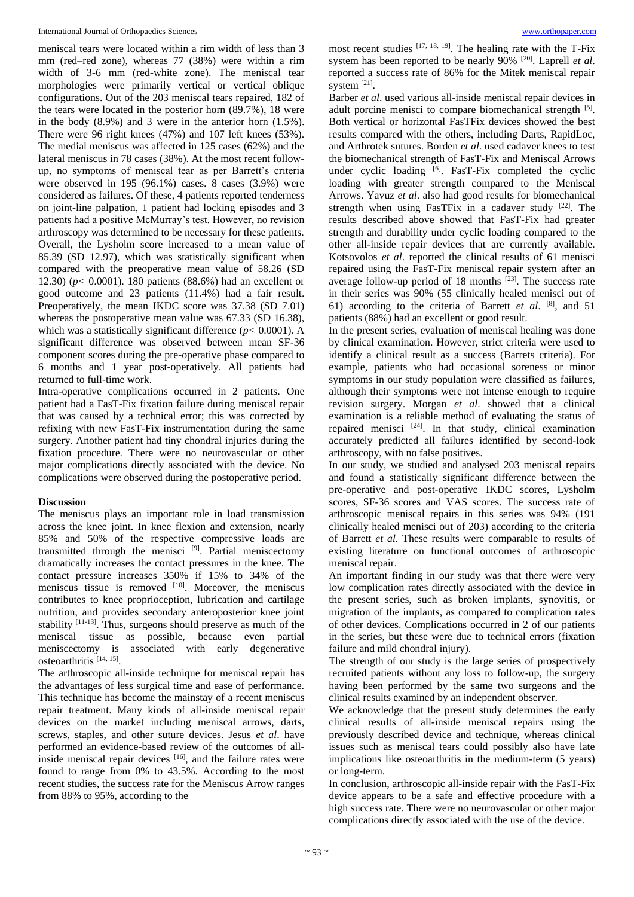meniscal tears were located within a rim width of less than 3 mm (red–red zone), whereas 77 (38%) were within a rim width of 3-6 mm (red-white zone). The meniscal tear morphologies were primarily vertical or vertical oblique configurations. Out of the 203 meniscal tears repaired, 182 of the tears were located in the posterior horn (89.7%), 18 were in the body (8.9%) and 3 were in the anterior horn (1.5%). There were 96 right knees (47%) and 107 left knees (53%). The medial meniscus was affected in 125 cases (62%) and the lateral meniscus in 78 cases (38%). At the most recent follow-up, no symptoms of meniscal tear as per Barrett's criteria were observed in 195 (96.1%) cases. 8 cases (3.9%) were considered as failures. Of these, 4 patients reported tenderness on joint-line palpation, 1 patient had locking episodes and 3 patients had a positive McMurray's test. However, no revision arthroscopy was determined to be necessary for these patients. Overall, the Lysholm score increased to a mean value of 85.39 (SD 12.97), which was statistically significant when compared with the preoperative mean value of 58.26 (SD 12.30) ($p < 0.0001$). 180 patients (88.6%) had an excellent or good outcome and 23 patients (11.4%) had a fair result. Preoperatively, the mean IKDC score was 37.38 (SD 7.01) whereas the postoperative mean value was 67.33 (SD 16.38), which was a statistically significant difference ($p < 0.0001$). A significant difference was observed between mean SF-36 component scores during the pre-operative phase compared to 6 months and 1 year post-operatively. All patients had returned to full-time work.

Intra-operative complications occurred in 2 patients. One patient had a FasT-Fix fixation failure during meniscal repair that was caused by a technical error; this was corrected by refixing with new FasT-Fix instrumentation during the same surgery. Another patient had tiny chondral injuries during the fixation procedure. There were no neurovascular or other major complications directly associated with the device. No complications were observed during the postoperative period.

## Discussion

The meniscus plays an important role in load transmission across the knee joint. In knee flexion and extension, nearly 85% and 50% of the respective compressive loads are transmitted through the menisci [9]. Partial meniscectomy dramatically increases the contact pressures in the knee. The contact pressure increases 350% if 15% to 34% of the meniscus tissue is removed [10]. Moreover, the meniscus contributes to knee proprioception, lubrication and cartilage nutrition, and provides secondary anteroposterior knee joint stability [11-13]. Thus, surgeons should preserve as much of the meniscal tissue as possible, because even partial meniscectomy is associated with early degenerative osteoarthritis [14, 15].

The arthroscopic all-inside technique for meniscal repair has the advantages of less surgical time and ease of performance. This technique has become the mainstay of a recent meniscus repair treatment. Many kinds of all-inside meniscal repair devices on the market including meniscal arrows, darts, screws, staples, and other suture devices. Jesus *et al*. have performed an evidence-based review of the outcomes of all-inside meniscal repair devices [16], and the failure rates were found to range from 0% to 43.5%. According to the most recent studies, the success rate for the Meniscus Arrow ranges from 88% to 95%, according to the most recent studies [17, 18, 19]. The healing rate with the T-Fix system has been reported to be nearly 90% [20]. Laprell *et al*. reported a success rate of 86% for the Mitek meniscal repair system [21].

Barber *et al*. used various all-inside meniscal repair devices in adult porcine menisci to compare biomechanical strength [5]. Both vertical or horizontal FasTFix devices showed the best results compared with the others, including Darts, RapidLoc, and Arthrotek sutures. Borden *et al*. used cadaver knees to test the biomechanical strength of FasT-Fix and Meniscal Arrows under cyclic loading [6]. FasT-Fix completed the cyclic loading with greater strength compared to the Meniscal Arrows. Yavuz *et al*. also had good results for biomechanical strength when using FasTFix in a cadaver study [22]. The results described above showed that FasT-Fix had greater strength and durability under cyclic loading compared to the other all-inside repair devices that are currently available. Kotsovolos *et al*. reported the clinical results of 61 menisci repaired using the FasT-Fix meniscal repair system after an average follow-up period of 18 months [23]. The success rate in their series was 90% (55 clinically healed menisci out of 61) according to the criteria of Barrett *et al*. [8], and 51 patients (88%) had an excellent or good result.

In the present series, evaluation of meniscal healing was done by clinical examination. However, strict criteria were used to identify a clinical result as a success (Barrets criteria). For example, patients who had occasional soreness or minor symptoms in our study population were classified as failures, although their symptoms were not intense enough to require revision surgery. Morgan *et al*. showed that a clinical examination is a reliable method of evaluating the status of repaired menisci [24]. In that study, clinical examination accurately predicted all failures identified by second-look arthroscopy, with no false positives.

In our study, we studied and analysed 203 meniscal repairs and found a statistically significant difference between the pre-operative and post-operative IKDC scores, Lysholm scores, SF-36 scores and VAS scores. The success rate of arthroscopic meniscal repairs in this series was 94% (191 clinically healed menisci out of 203) according to the criteria of Barrett *et al.* These results were comparable to results of existing literature on functional outcomes of arthroscopic meniscal repair.

An important finding in our study was that there were very low complication rates directly associated with the device in the present series, such as broken implants, synovitis, or migration of the implants, as compared to complication rates of other devices. Complications occurred in 2 of our patients in the series, but these were due to technical errors (fixation failure and mild chondral injury).

The strength of our study is the large series of prospectively recruited patients without any loss to follow-up, the surgery having been performed by the same two surgeons and the clinical results examined by an independent observer.

We acknowledge that the present study determines the early clinical results of all-inside meniscal repairs using the previously described device and technique, whereas clinical issues such as meniscal tears could possibly also have late implications like osteoarthritis in the medium-term (5 years) or long-term.

In conclusion, arthroscopic all-inside repair with the FasT-Fix device appears to be a safe and effective procedure with a high success rate. There were no neurovascular or other major complications directly associated with the use of the device.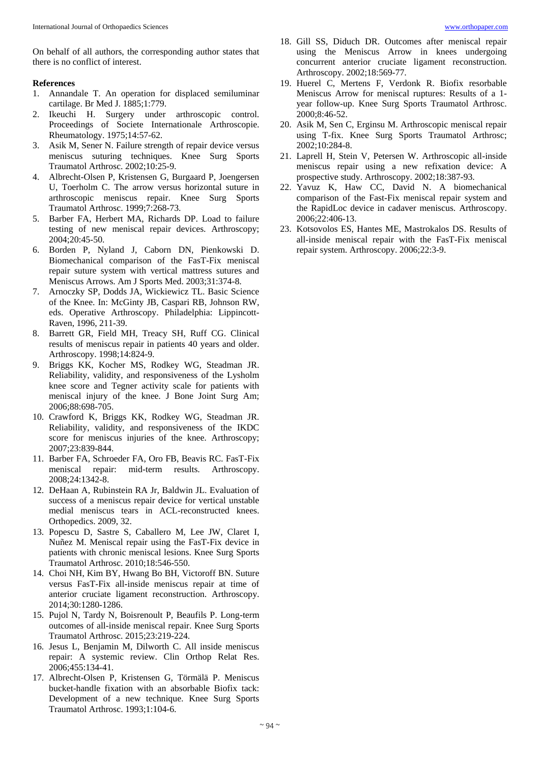On behalf of all authors, the corresponding author states that there is no conflict of interest.

## References

1. Annandale T. An operation for displaced semiluminar cartilage. Br Med J. 1885;1:779.
2. Ikeuchi H. Surgery under arthroscopic control. Proceedings of Societe Internationale Arthroscopie. Rheumatology. 1975;14:57-62.
3. Asik M, Sener N. Failure strength of repair device versus meniscus suturing techniques. Knee Surg Sports Traumatol Arthrosc. 2002;10:25-9.
4. Albrecht-Olsen P, Kristensen G, Burgaard P, Joengersen U, Toerholm C. The arrow versus horizontal suture in arthroscopic meniscus repair. Knee Surg Sports Traumatol Arthrosc. 1999;7:268-73.
5. Barber FA, Herbert MA, Richards DP. Load to failure testing of new meniscal repair devices. Arthroscopy; 2004;20:45-50.
6. Borden P, Nyland J, Caborn DN, Pienkowski D. Biomechanical comparison of the FasT-Fix meniscal repair suture system with vertical mattress sutures and Meniscus Arrows. Am J Sports Med. 2003;31:374-8.
7. Arnoczky SP, Dodds JA, Wickiewicz TL. Basic Science of the Knee. In: McGinty JB, Caspari RB, Johnson RW, eds. Operative Arthroscopy. Philadelphia: Lippincott-Raven, 1996, 211-39.
8. Barrett GR, Field MH, Treacy SH, Ruff CG. Clinical results of meniscus repair in patients 40 years and older. Arthroscopy. 1998;14:824-9.
9. Briggs KK, Kocher MS, Rodkey WG, Steadman JR. Reliability, validity, and responsiveness of the Lysholm knee score and Tegner activity scale for patients with meniscal injury of the knee. J Bone Joint Surg Am; 2006;88:698-705.
10. Crawford K, Briggs KK, Rodkey WG, Steadman JR. Reliability, validity, and responsiveness of the IKDC score for meniscus injuries of the knee. Arthroscopy; 2007;23:839-844.
11. Barber FA, Schroeder FA, Oro FB, Beavis RC. FasT-Fix meniscal repair: mid-term results. Arthroscopy. 2008;24:1342-8.
12. DeHaan A, Rubinstein RA Jr, Baldwin JL. Evaluation of success of a meniscus repair device for vertical unstable medial meniscus tears in ACL-reconstructed knees. Orthopedics. 2009, 32.
13. Popescu D, Sastre S, Caballero M, Lee JW, Claret I, Nuñez M. Meniscal repair using the FasT-Fix device in patients with chronic meniscal lesions. Knee Surg Sports Traumatol Arthrosc. 2010;18:546-550.
14. Choi NH, Kim BY, Hwang Bo BH, Victoroff BN. Suture versus FasT-Fix all-inside meniscus repair at time of anterior cruciate ligament reconstruction. Arthroscopy. 2014;30:1280-1286.
15. Pujol N, Tardy N, Boisrenoult P, Beaufils P. Long-term outcomes of all-inside meniscal repair. Knee Surg Sports Traumatol Arthrosc. 2015;23:219-224.
16. Jesus L, Benjamin M, Dilworth C. All inside meniscus repair: A systemic review. Clin Orthop Relat Res. 2006;455:134-41.
17. Albrecht-Olsen P, Kristensen G, Törmälä P. Meniscus bucket-handle fixation with an absorbable Biofix tack: Development of a new technique. Knee Surg Sports Traumatol Arthrosc. 1993;1:104-6.
18. Gill SS, Diduch DR. Outcomes after meniscal repair using the Meniscus Arrow in knees undergoing concurrent anterior cruciate ligament reconstruction. Arthroscopy. 2002;18:569-77.
19. Huerel C, Mertens F, Verdonk R. Biofix resorbable Meniscus Arrow for meniscal ruptures: Results of a 1-year follow-up. Knee Surg Sports Traumatol Arthrosc. 2000;8:46-52.
20. Asik M, Sen C, Erginsu M. Arthroscopic meniscal repair using T-fix. Knee Surg Sports Traumatol Arthrosc; 2002;10:284-8.
21. Laprell H, Stein V, Petersen W. Arthroscopic all-inside meniscus repair using a new refixation device: A prospective study. Arthroscopy. 2002;18:387-93.
22. Yavuz K, Haw CC, David N. A biomechanical comparison of the Fast-Fix meniscal repair system and the RapidLoc device in cadaver meniscus. Arthroscopy. 2006;22:406-13.
23. Kotsovolos ES, Hantes ME, Mastrokalos DS. Results of all-inside meniscal repair with the FasT-Fix meniscal repair system. Arthroscopy. 2006;22:3-9.